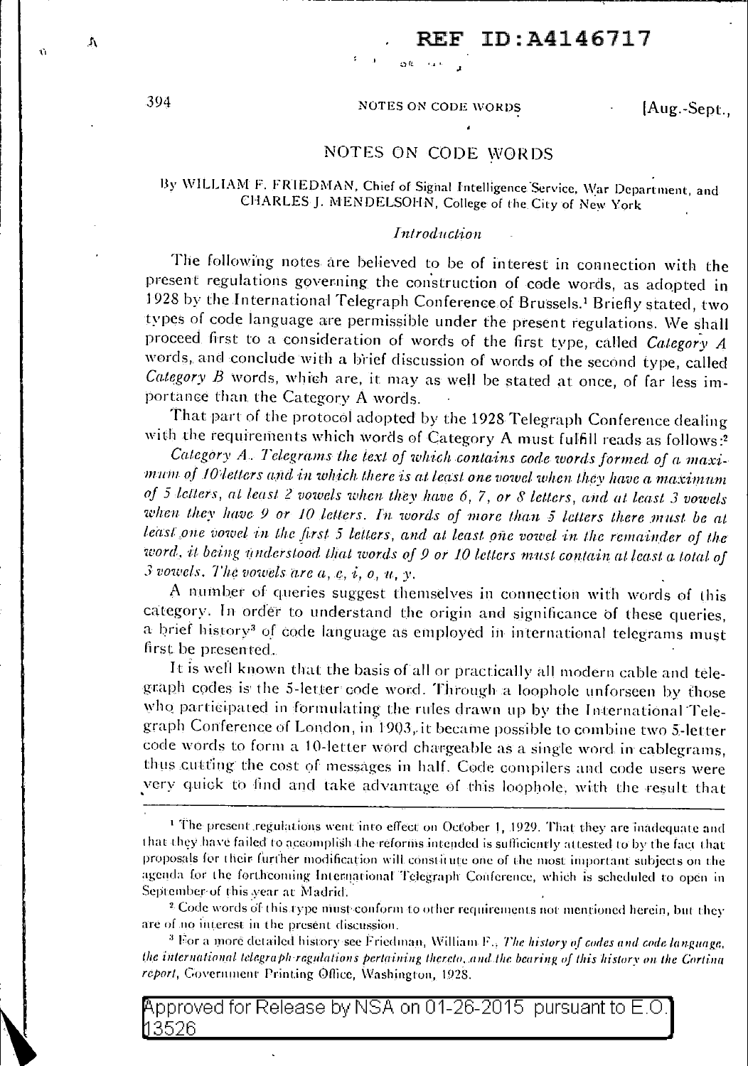# NOTES ON CODE WORDS

By WILLIAM F. FRIEDMAN, Chief of Signal Intelligence Service, War Department, and CHARLES J. MENDELSOHN, College of the City of New York

## *Introduction*

The following notes are believed to be of interest in connection with the present regulations governing the construction of code words, as adopted in 1928 by the International Telegraph Conference of Brussels.[1] Briefly stated, two types of code language are permissible under the present regulations. We shall proceed first to a consideration of words of the first type, called *Category A* words, and conclude with a brief discussion of words of the second type, called *Category B* words, which are, it may as well be stated at once, of far less importance than the Category A words.

That part of the protocol adopted by the 1928 Telegraph Conference dealing with the requirements which words of Category A must fulfill reads as follows:[2]

*Category A. Telegrams the text of which contains code words formed of a maximum of 10 letters and in which there is at least one vowel when they have a maximum of 5 letters, at least 2 vowels when they have 6, 7, or 8 letters, and at least 3 vowels when they have 9 or 10 letters. In words of more than 5 letters there must be at least one vowel in the first 5 letters, and at least one vowel in the remainder of the word, it being understood that words of 9 or 10 letters must contain at least a total of 3 vowels. The vowels are a, e, i, o, u, y.*

A number of queries suggest themselves in connection with words of this category. In order to understand the origin and significance of these queries, a brief history[3] of code language as employed in international telegrams must first be presented.

It is well known that the basis of all or practically all modern cable and telegraph codes is the 5-letter code word. Through a loophole unforseen by those who participated in formulating the rules drawn up by the International Telegraph Conference of London, in 1903, it became possible to combine two 5-letter code words to form a 10-letter word chargeable as a single word in cablegrams, thus cutting the cost of messages in half. Code compilers and code users were very quick to find and take advantage of this loophole, with the result that

---

[1] The present regulations went into effect on October 1, 1929. That they are inadequate and that they have failed to accomplish the reforms intended is sufficiently attested to by the fact that proposals for their further modification will constitute one of the most important subjects on the agenda for the forthcoming International Telegraph Conference, which is scheduled to open in September of this year at Madrid.

[2] Code words of this type must conform to other requirements not mentioned herein, but they are of no interest in the present discussion.

[3] For a more detailed history see Friedman, William F., *The history of codes and code language, the international telegraph regulations pertaining thereto, and the bearing of this history on the Cortina report*, Government Printing Office, Washington, 1928.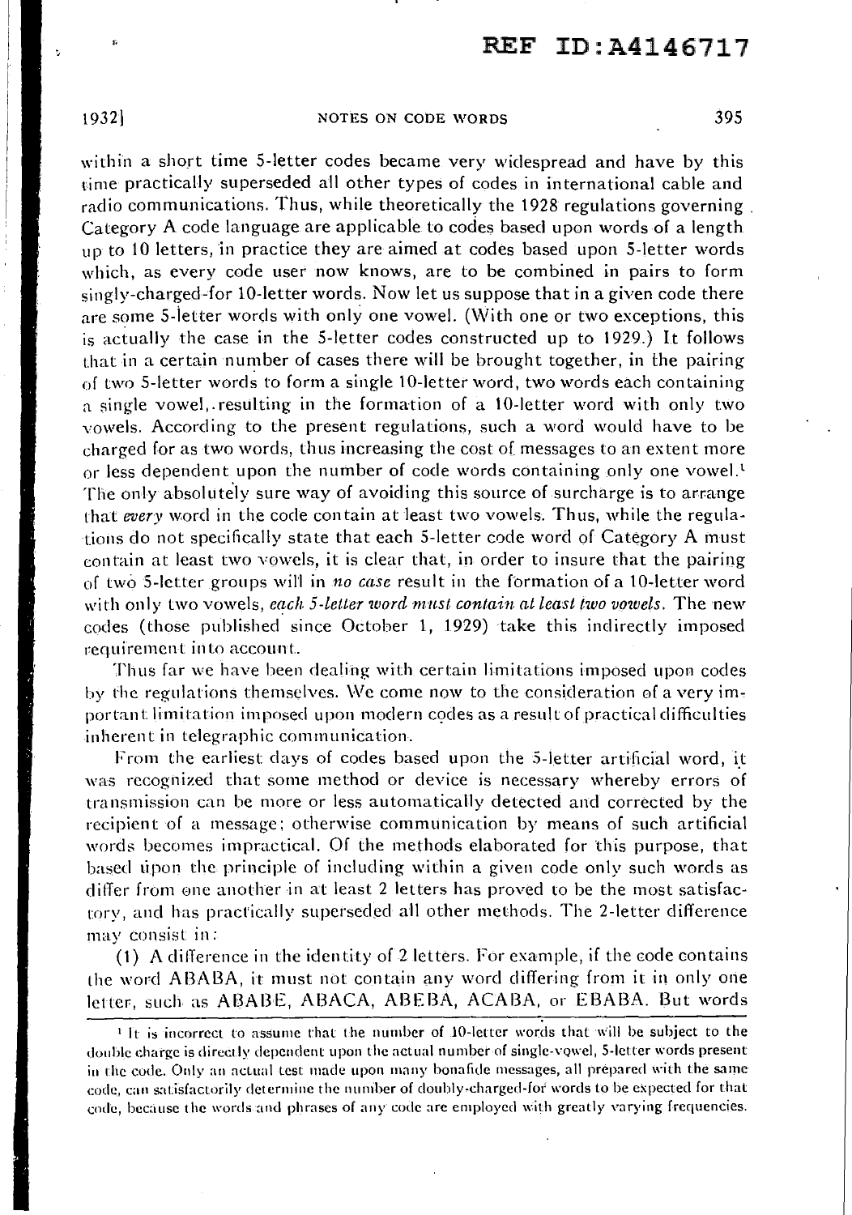within a short time 5-letter codes became very widespread and have by this time practically superseded all other types of codes in international cable and radio communications. Thus, while theoretically the 1928 regulations governing Category A code language are applicable to codes based upon words of a length up to 10 letters, in practice they are aimed at codes based upon 5-letter words which, as every code user now knows, are to be combined in pairs to form singly-charged-for 10-letter words. Now let us suppose that in a given code there are some 5-letter words with only one vowel. (With one or two exceptions, this is actually the case in the 5-letter codes constructed up to 1929.) It follows that in a certain number of cases there will be brought together, in the pairing of two 5-letter words to form a single 10-letter word, two words each containing a single vowel, resulting in the formation of a 10-letter word with only two vowels. According to the present regulations, such a word would have to be charged for as two words, thus increasing the cost of messages to an extent more or less dependent upon the number of code words containing only one vowel.[1] The only absolutely sure way of avoiding this source of surcharge is to arrange that *every* word in the code contain at least two vowels. Thus, while the regulations do not specifically state that each 5-letter code word of Category A must contain at least two vowels, it is clear that, in order to insure that the pairing of two 5-letter groups will in *no case* result in the formation of a 10-letter word with only two vowels, *each 5-letter word must contain at least two vowels*. The new codes (those published since October 1, 1929) take this indirectly imposed requirement into account.

Thus far we have been dealing with certain limitations imposed upon codes by the regulations themselves. We come now to the consideration of a very important limitation imposed upon modern codes as a result of practical difficulties inherent in telegraphic communication.

From the earliest days of codes based upon the 5-letter artificial word, it was recognized that some method or device is necessary whereby errors of transmission can be more or less automatically detected and corrected by the recipient of a message; otherwise communication by means of such artificial words becomes impractical. Of the methods elaborated for this purpose, that based upon the principle of including within a given code only such words as differ from one another in at least 2 letters has proved to be the most satisfactory, and has practically superseded all other methods. The 2-letter difference may consist in:

(1) A difference in the identity of 2 letters. For example, if the code contains the word ABABA, it must not contain any word differing from it in only one letter, such as ABABE, ABACA, ABEBA, ACABA, or EBABA. But words

[1] It is incorrect to assume that the number of 10-letter words that will be subject to the double charge is directly dependent upon the actual number of single-vowel, 5-letter words present in the code. Only an actual test made upon many bonafide messages, all prepared with the same code, can satisfactorily determine the number of doubly-charged-for words to be expected for that code, because the words and phrases of any code are employed with greatly varying frequencies.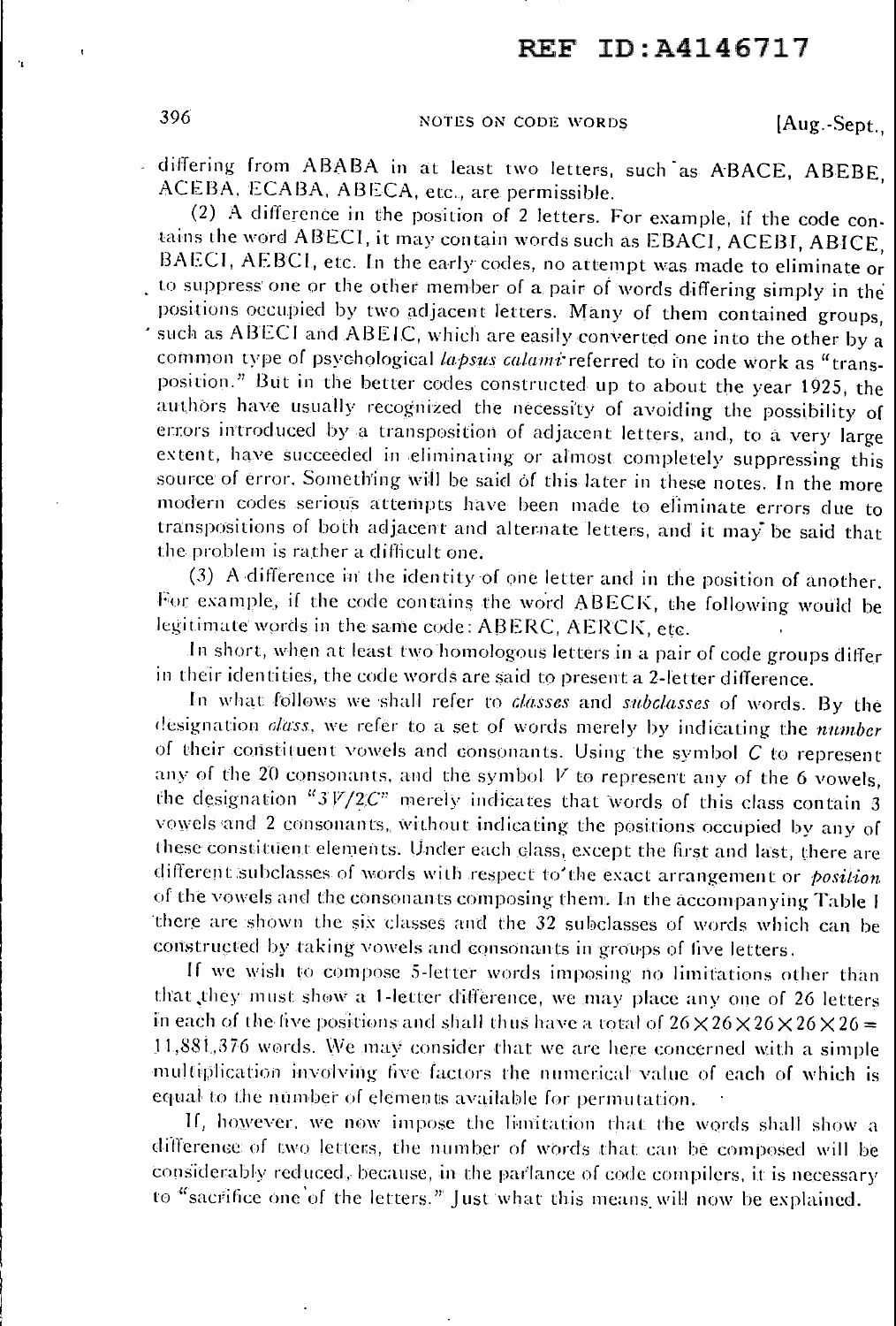differing from ABABA in at least two letters, such as ABACE, ABEBE, ACEBA, ECABA, ABECA, etc., are permissible.

(2) A difference in the position of 2 letters. For example, if the code contains the word ABECI, it may contain words such as EBACI, ACEBI, ABICE, BAECI, AEBCI, etc. In the early codes, no attempt was made to eliminate or to suppress one or the other member of a pair of words differing simply in the positions occupied by two adjacent letters. Many of them contained groups, such as ABECI and ABEIC, which are easily converted one into the other by a common type of psychological *lapsus calami* referred to in code work as "transposition." But in the better codes constructed up to about the year 1925, the authors have usually recognized the necessity of avoiding the possibility of errors introduced by a transposition of adjacent letters, and, to a very large extent, have succeeded in eliminating or almost completely suppressing this source of error. Something will be said of this later in these notes. In the more modern codes serious attempts have been made to eliminate errors due to transpositions of both adjacent and alternate letters, and it may be said that the problem is rather a difficult one.

(3) A difference in the identity of one letter and in the position of another. For example, if the code contains the word ABECK, the following would be legitimate words in the same code: ABERC, AERCK, etc.

In short, when at least two homologous letters in a pair of code groups differ in their identities, the code words are said to present a 2-letter difference.

In what follows we shall refer to *classes* and *subclasses* of words. By the designation *class*, we refer to a set of words merely by indicating the *number* of their constituent vowels and consonants. Using the symbol $C$ to represent any of the 20 consonants, and the symbol $V$ to represent any of the 6 vowels, the designation "$3V/2C$" merely indicates that words of this class contain 3 vowels and 2 consonants, without indicating the positions occupied by any of these constituent elements. Under each class, except the first and last, there are different subclasses of words with respect to the exact arrangement or *position* of the vowels and the consonants composing them. In the accompanying Table I there are shown the six classes and the 32 subclasses of words which can be constructed by taking vowels and consonants in groups of five letters.

If we wish to compose 5-letter words imposing no limitations other than that they must show a 1-letter difference, we may place any one of 26 letters in each of the five positions and shall thus have a total of $26 \times 26 \times 26 \times 26 \times 26 = 11,881,376$ words. We may consider that we are here concerned with a simple multiplication involving five factors the numerical value of each of which is equal to the number of elements available for permutation.

If, however, we now impose the limitation that the words shall show a difference of two letters, the number of words that can be composed will be considerably reduced, because, in the parlance of code compilers, it is necessary to "sacrifice one of the letters." Just what this means will now be explained.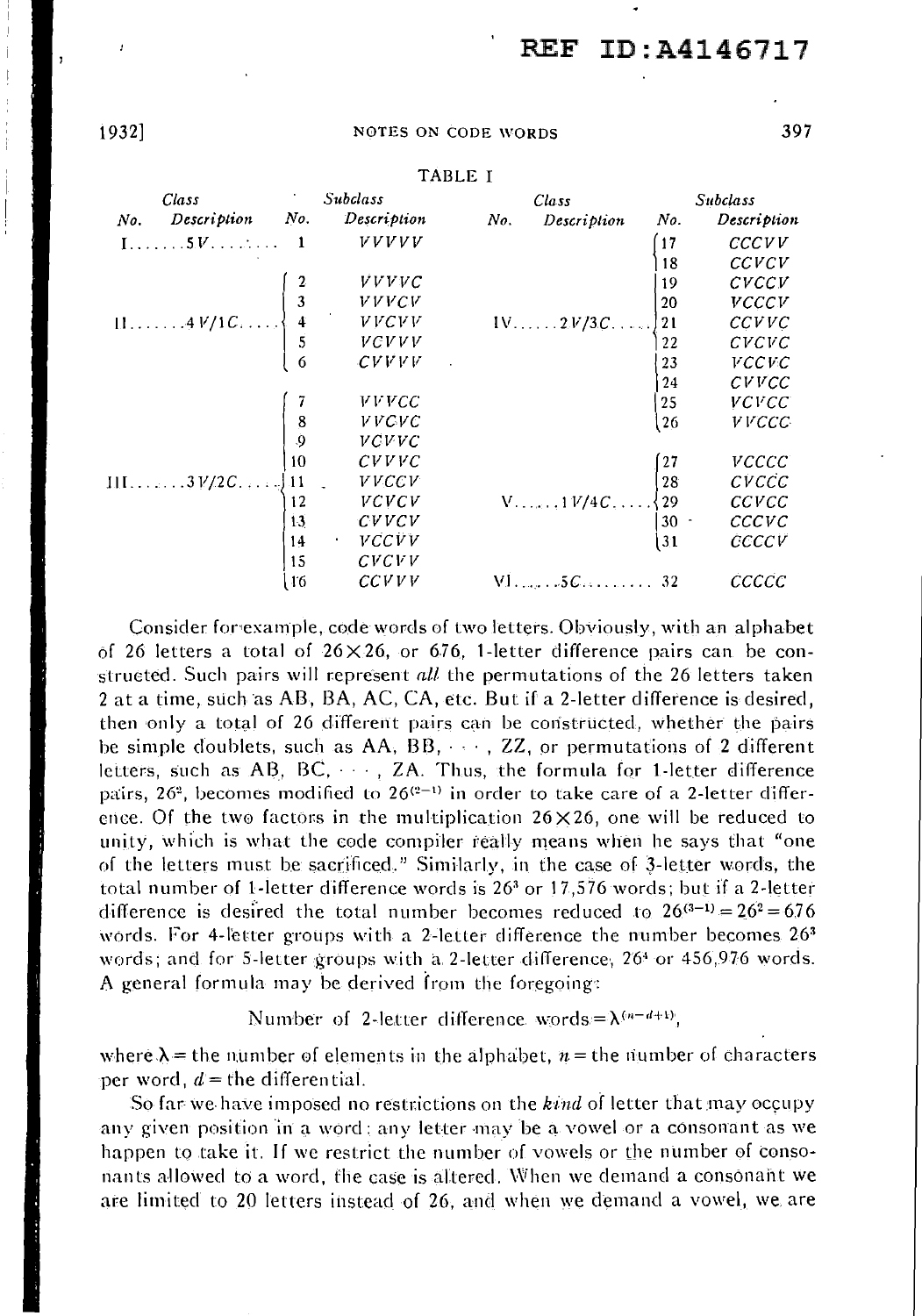TABLE I

| Class No. | Class Description | Subclass No. | Subclass Description |
|---|---|---|---|
| I | 5V | 1 | VVVVV |
| II | 4V/1C | 2 | VVVVC |
| | | 3 | VVVCV |
| | | 4 | VVCVV |
| | | 5 | VCVVV |
| | | 6 | CVVVV |
| III | 3V/2C | 7 | VVVCC |
| | | 8 | VVCVC |
| | | 9 | VCVVC |
| | | 10 | CVVVC |
| | | 11 | VVCCV |
| | | 12 | VCVCV |
| | | 13 | CVVCV |
| | | 14 | VCCVV |
| | | 15 | CVCVV |
| | | 16 | CCVVV |
| IV | 2V/3C | 17 | CCCVV |
| | | 18 | CCVCV |
| | | 19 | CVCCV |
| | | 20 | VCCCV |
| | | 21 | CCVVC |
| | | 22 | CVCVC |
| | | 23 | VCCVC |
| | | 24 | CVVCC |
| | | 25 | VCVCC |
| | | 26 | VVCCC |
| V | 1V/4C | 27 | VCCCC |
| | | 28 | CVCCC |
| | | 29 | CCVCC |
| | | 30 | CCCVC |
| | | 31 | CCCCV |
| VI | 5C | 32 | CCCCC |

Consider for example, code words of two letters. Obviously, with an alphabet of 26 letters a total of $26\times26$, or 676, 1-letter difference pairs can be constructed. Such pairs will represent *all* the permutations of the 26 letters taken 2 at a time, such as AB, BA, AC, CA, etc. But if a 2-letter difference is desired, then only a total of 26 different pairs can be constructed, whether the pairs be simple doublets, such as AA, BB, $\cdots$, ZZ, or permutations of 2 different letters, such as AB, BC, $\cdots$, ZA. Thus, the formula for 1-letter difference pairs, $26^2$, becomes modified to $26^{(2-1)}$ in order to take care of a 2-letter difference. Of the two factors in the multiplication $26\times26$, one will be reduced to unity, which is what the code compiler really means when he says that "one of the letters must be sacrificed." Similarly, in the case of 3-letter words, the total number of 1-letter difference words is $26^3$ or 17,576 words; but if a 2-letter difference is desired the total number becomes reduced to $26^{(3-1)}=26^2=676$ words. For 4-letter groups with a 2-letter difference the number becomes $26^3$ words; and for 5-letter groups with a 2-letter difference, $26^4$ or 456,976 words. A general formula may be derived from the foregoing:

$$\text{Number of 2-letter difference words} = \lambda^{(n-d+1)},$$

where $\lambda$ = the number of elements in the alphabet, $n$ = the number of characters per word, $d$ = the differential.

So far we have imposed no restrictions on the *kind* of letter that may occupy any given position in a word: any letter may be a vowel or a consonant as we happen to take it. If we restrict the number of vowels or the number of consonants allowed to a word, the case is altered. When we demand a consonant we are limited to 20 letters instead of 26, and when we demand a vowel, we are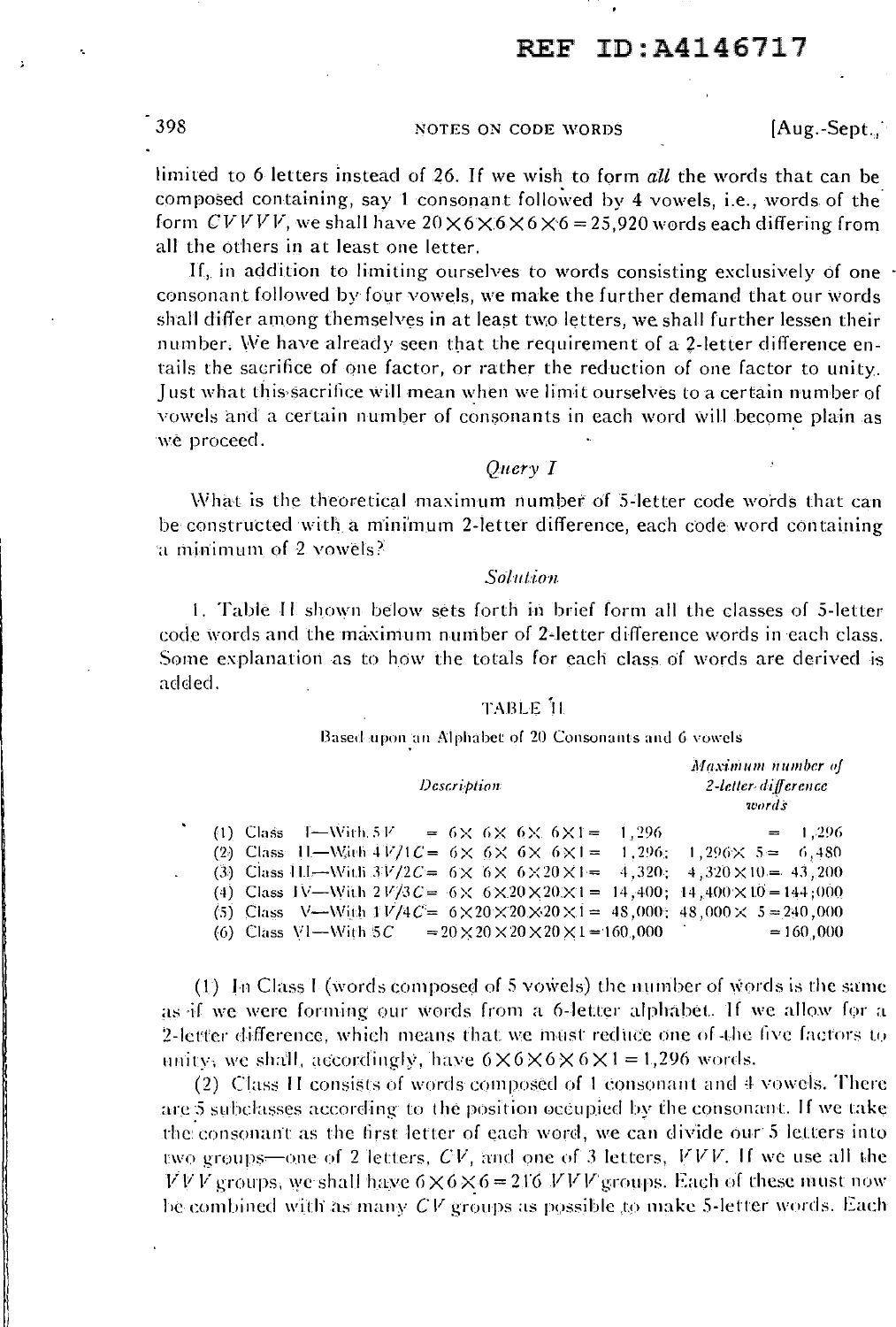limited to 6 letters instead of 26. If we wish to form *all* the words that can be composed containing, say 1 consonant followed by 4 vowels, i.e., words of the form $CVVVV$, we shall have $20 \times 6 \times 6 \times 6 \times 6 = 25{,}920$ words each differing from all the others in at least one letter.

If, in addition to limiting ourselves to words consisting exclusively of one consonant followed by four vowels, we make the further demand that our words shall differ among themselves in at least two letters, we shall further lessen their number. We have already seen that the requirement of a 2-letter difference entails the sacrifice of one factor, or rather the reduction of one factor to unity. Just what this sacrifice will mean when we limit ourselves to a certain number of vowels and a certain number of consonants in each word will become plain as we proceed.

### *Query I*

What is the theoretical maximum number of 5-letter code words that can be constructed with a minimum 2-letter difference, each code word containing a minimum of 2 vowels?

### *Solution*

1. Table II shown below sets forth in brief form all the classes of 5-letter code words and the maximum number of 2-letter difference words in each class. Some explanation as to how the totals for each class of words are derived is added.

TABLE II

Based upon an Alphabet of 20 Consonants and 6 vowels

| *Description* | | *Maximum number of 2-letter difference words* |
|---|---|---|
| (1) Class I—With $5V$ | $= 6 \times 6 \times 6 \times 6 \times 1 = 1{,}296$ | $= 1{,}296$ |
| (2) Class II—With $4V/1C$ | $= 6 \times 6 \times 6 \times 6 \times 1 = 1{,}296$; | $1{,}296 \times 5 = 6{,}480$ |
| (3) Class III—With $3V/2C$ | $= 6 \times 6 \times 6 \times 20 \times 1 = 4{,}320$; | $4{,}320 \times 10 = 43{,}200$ |
| (4) Class IV—With $2V/3C$ | $= 6 \times 6 \times 20 \times 20 \times 1 = 14{,}400$; | $14{,}400 \times 10 = 144{,}000$ |
| (5) Class V—With $1V/4C$ | $= 6 \times 20 \times 20 \times 20 \times 1 = 48{,}000$; | $48{,}000 \times 5 = 240{,}000$ |
| (6) Class VI—With $5C$ | $= 20 \times 20 \times 20 \times 20 \times 1 = 160{,}000$ | $= 160{,}000$ |

(1) In Class I (words composed of 5 vowels) the number of words is the same as if we were forming our words from a 6-letter alphabet. If we allow for a 2-letter difference, which means that we must reduce one of the five factors to unity, we shall, accordingly, have $6 \times 6 \times 6 \times 6 \times 1 = 1{,}296$ words.

(2) Class II consists of words composed of 1 consonant and 4 vowels. There are 5 subclasses according to the position occupied by the consonant. If we take the consonant as the first letter of each word, we can divide our 5 letters into two groups—one of 2 letters, $CV$, and one of 3 letters, $VVV$. If we use all the $VVV$ groups, we shall have $6 \times 6 \times 6 = 216$ $VVV$ groups. Each of these must now be combined with as many $CV$ groups as possible to make 5-letter words. Each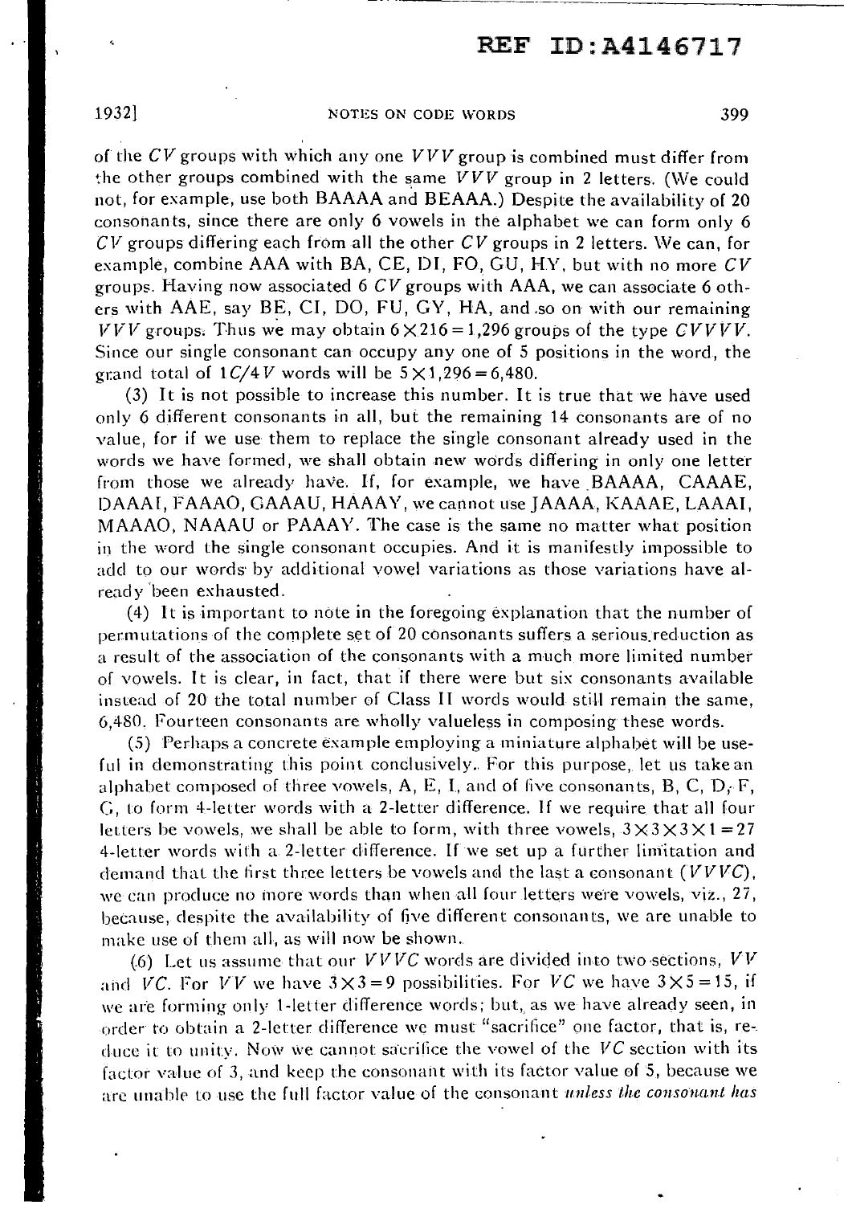of the $CV$ groups with which any one $VVV$ group is combined must differ from the other groups combined with the same $VVV$ group in 2 letters. (We could not, for example, use both BAAAA and BEAAA.) Despite the availability of 20 consonants, since there are only 6 vowels in the alphabet we can form only 6 $CV$ groups differing each from all the other $CV$ groups in 2 letters. We can, for example, combine AAA with BA, CE, DI, FO, GU, HY, but with no more $CV$ groups. Having now associated 6 $CV$ groups with AAA, we can associate 6 others with AAE, say BE, CI, DO, FU, GY, HA, and so on with our remaining $VVV$ groups. Thus we may obtain $6 \times 216 = 1{,}296$ groups of the type $CVVVV$. Since our single consonant can occupy any one of 5 positions in the word, the grand total of $1C/4V$ words will be $5 \times 1{,}296 = 6{,}480$.

(3) It is not possible to increase this number. It is true that we have used only 6 different consonants in all, but the remaining 14 consonants are of no value, for if we use them to replace the single consonant already used in the words we have formed, we shall obtain new words differing in only one letter from those we already have. If, for example, we have BAAAA, CAAAE, DAAAI, FAAAO, GAAAU, HAAAY, we cannot use JAAAA, KAAAE, LAAAI, MAAAO, NAAAU or PAAAY. The case is the same no matter what position in the word the single consonant occupies. And it is manifestly impossible to add to our words by additional vowel variations as those variations have already been exhausted.

(4) It is important to note in the foregoing explanation that the number of permutations of the complete set of 20 consonants suffers a serious reduction as a result of the association of the consonants with a much more limited number of vowels. It is clear, in fact, that if there were but six consonants available instead of 20 the total number of Class II words would still remain the same, 6,480. Fourteen consonants are wholly valueless in composing these words.

(5) Perhaps a concrete example employing a miniature alphabet will be useful in demonstrating this point conclusively. For this purpose, let us take an alphabet composed of three vowels, A, E, I, and of five consonants, B, C, D, F, G, to form 4-letter words with a 2-letter difference. If we require that all four letters be vowels, we shall be able to form, with three vowels, $3 \times 3 \times 3 \times 1 = 27$ 4-letter words with a 2-letter difference. If we set up a further limitation and demand that the first three letters be vowels and the last a consonant ($VVVC$), we can produce no more words than when all four letters were vowels, viz., 27, because, despite the availability of five different consonants, we are unable to make use of them all, as will now be shown.

(6) Let us assume that our $VVVC$ words are divided into two sections, $VV$ and $VC$. For $VV$ we have $3 \times 3 = 9$ possibilities. For $VC$ we have $3 \times 5 = 15$, if we are forming only 1-letter difference words; but, as we have already seen, in order to obtain a 2-letter difference we must "sacrifice" one factor, that is, reduce it to unity. Now we cannot sacrifice the vowel of the $VC$ section with its factor value of 3, and keep the consonant with its factor value of 5, because we are unable to use the full factor value of the consonant *unless the consonant has*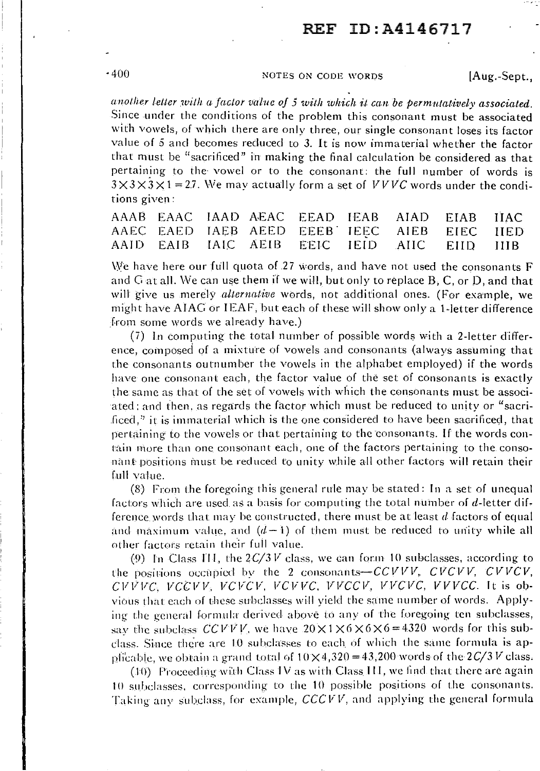*another letter with a factor value of 5 with which it can be permutatively associated.* Since under the conditions of the problem this consonant must be associated with vowels, of which there are only three, our single consonant loses its factor value of 5 and becomes reduced to 3. It is now immaterial whether the factor that must be "sacrificed" in making the final calculation be considered as that pertaining to the vowel or to the consonant: the full number of words is $3\times3\times3\times1=27$. We may actually form a set of $VVVC$ words under the conditions given:

```
AAAB  EAAC  IAAD  AEAC  EEAD  IEAB  AIAD  EIAB  IIAC
AAEC  EAED  IAEB  AEED  EEEB  IEEC  AIEB  EIEC  IIED
AAID  EAIB  IAIC  AEIB  EEIC  IEID  AIIC  EIID  IIIB
```

We have here our full quota of 27 words, and have not used the consonants F and G at all. We can use them if we will, but only to replace B, C, or D, and that will give us merely *alternative* words, not additional ones. (For example, we might have AIAG or IEAF, but each of these will show only a 1-letter difference from some words we already have.)

(7) In computing the total number of possible words with a 2-letter difference, composed of a mixture of vowels and consonants (always assuming that the consonants outnumber the vowels in the alphabet employed) if the words have one consonant each, the factor value of the set of consonants is exactly the same as that of the set of vowels with which the consonants must be associated; and then, as regards the factor which must be reduced to unity or "sacrificed," it is immaterial which is the one considered to have been sacrificed, that pertaining to the vowels or that pertaining to the consonants. If the words contain more than one consonant each, one of the factors pertaining to the consonant positions must be reduced to unity while all other factors will retain their full value.

(8) From the foregoing this general rule may be stated: In a set of unequal factors which are used as a basis for computing the total number of $d$-letter difference words that may be constructed, there must be at least $d$ factors of equal and maximum value, and $(d-1)$ of them must be reduced to unity while all other factors retain their full value.

(9) In Class III, the $2C/3V$ class, we can form 10 subclasses, according to the positions occupied by the 2 consonants—$CCVVV$, $CVCVV$, $CVVCV$, $CVVVC$, $VCCVV$, $VCVCV$, $VCVVC$, $VVCCV$, $VVCVC$, $VVVCC$. It is obvious that each of these subclasses will yield the same number of words. Applying the general formula derived above to any of the foregoing ten subclasses, say the subclass $CCVVV$, we have $20\times1\times6\times6\times6=4320$ words for this subclass. Since there are 10 subclasses to each of which the same formula is applicable, we obtain a grand total of $10\times4{,}320=43{,}200$ words of the $2C/3V$ class.

(10) Proceeding with Class IV as with Class III, we find that there are again 10 subclasses, corresponding to the 10 possible positions of the consonants. Taking any subclass, for example, $CCCVV$, and applying the general formula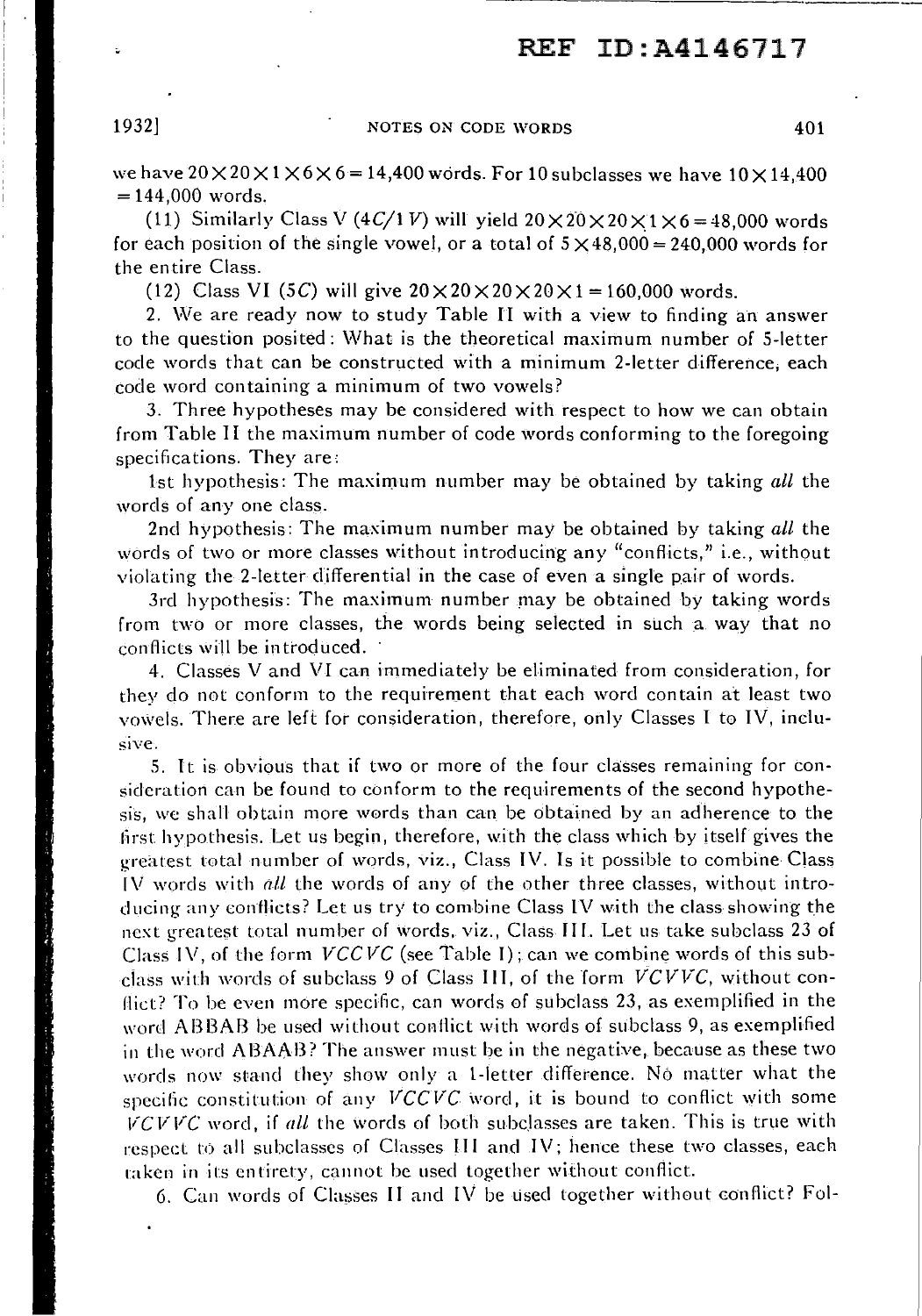we have $20 \times 20 \times 1 \times 6 \times 6 = 14{,}400$ words. For 10 subclasses we have $10 \times 14{,}400 = 144{,}000$ words.

(11) Similarly Class V ($4C/1V$) will yield $20 \times 20 \times 20 \times 1 \times 6 = 48{,}000$ words for each position of the single vowel, or a total of $5 \times 48{,}000 = 240{,}000$ words for the entire Class.

(12) Class VI ($5C$) will give $20 \times 20 \times 20 \times 20 \times 1 = 160{,}000$ words.

2. We are ready now to study Table II with a view to finding an answer to the question posited: What is the theoretical maximum number of 5-letter code words that can be constructed with a minimum 2-letter difference, each code word containing a minimum of two vowels?

3. Three hypotheses may be considered with respect to how we can obtain from Table II the maximum number of code words conforming to the foregoing specifications. They are:

1st hypothesis: The maximum number may be obtained by taking *all* the words of any one class.

2nd hypothesis: The maximum number may be obtained by taking *all* the words of two or more classes without introducing any "conflicts," i.e., without violating the 2-letter differential in the case of even a single pair of words.

3rd hypothesis: The maximum number may be obtained by taking words from two or more classes, the words being selected in such a way that no conflicts will be introduced.

4. Classes V and VI can immediately be eliminated from consideration, for they do not conform to the requirement that each word contain at least two vowels. There are left for consideration, therefore, only Classes I to IV, inclusive.

5. It is obvious that if two or more of the four classes remaining for consideration can be found to conform to the requirements of the second hypothesis, we shall obtain more words than can be obtained by an adherence to the first hypothesis. Let us begin, therefore, with the class which by itself gives the greatest total number of words, viz., Class IV. Is it possible to combine Class IV words with *all* the words of any of the other three classes, without introducing any conflicts? Let us try to combine Class IV with the class showing the next greatest total number of words, viz., Class III. Let us take subclass 23 of Class IV, of the form $VCCVC$ (see Table I); can we combine words of this subclass with words of subclass 9 of Class III, of the form $VCVVC$, without conflict? To be even more specific, can words of subclass 23, as exemplified in the word ABBAB be used without conflict with words of subclass 9, as exemplified in the word ABAAB? The answer must be in the negative, because as these two words now stand they show only a 1-letter difference. No matter what the specific constitution of any $VCCVC$ word, it is bound to conflict with some $VCVVC$ word, if *all* the words of both subclasses are taken. This is true with respect to all subclasses of Classes III and IV; hence these two classes, each taken in its entirety, cannot be used together without conflict.

6. Can words of Classes II and IV be used together without conflict? Fol-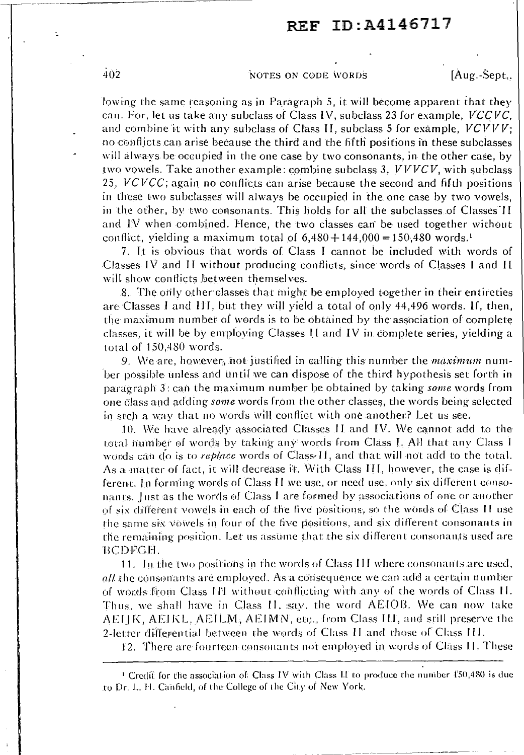lowing the same reasoning as in Paragraph 5, it will become apparent that they can. For, let us take any subclass of Class IV, subclass 23 for example, *VCCVC*, and combine it with any subclass of Class II, subclass 5 for example, *VCVVV*; no conflicts can arise because the third and the fifth positions in these subclasses will always be occupied in the one case by two consonants, in the other case, by two vowels. Take another example: combine subclass 3, *VVVCV*, with subclass 25, *VCVCC*; again no conflicts can arise because the second and fifth positions in these two subclasses will always be occupied in the one case by two vowels, in the other, by two consonants. This holds for all the subclasses of Classes II and IV when combined. Hence, the two classes can be used together without conflict, yielding a maximum total of 6,480 + 144,000 = 150,480 words.[1]

7. It is obvious that words of Class I cannot be included with words of Classes IV and II without producing conflicts, since words of Classes I and II will show conflicts between themselves.

8. The only other classes that might be employed together in their entireties are Classes I and III, but they will yield a total of only 44,496 words. If, then, the maximum number of words is to be obtained by the association of complete classes, it will be by employing Classes II and IV in complete series, yielding a total of 150,480 words.

9. We are, however, not justified in calling this number the *maximum* number possible unless and until we can dispose of the third hypothesis set forth in paragraph 3: can the maximum number be obtained by taking *some* words from one class and adding *some* words from the other classes, the words being selected in stch a way that no words will conflict with one another? Let us see.

10. We have already associated Classes II and IV. We cannot add to the total number of words by taking any words from Class I. All that any Class I words can do is to *replace* words of Class II, and that will not add to the total. As a matter of fact, it will decrease it. With Class III, however, the case is different. In forming words of Class II we use, or need use, only six different consonants. Just as the words of Class I are formed by associations of one or another of six different vowels in each of the five positions, so the words of Class II use the same six vowels in four of the five positions, and six different consonants in the remaining position. Let us assume that the six different consonants used are BCDFGH.

11. In the two positions in the words of Class III where consonants are used, *all* the consonants are employed. As a consequence we can add a certain number of words from Class III without conflicting with any of the words of Class II. Thus, we shall have in Class II, say, the word AEIOB. We can now take AEIJK, AEIKL, AEILM, AEIMN, etc., from Class III, and still preserve the 2-letter differential between the words of Class II and those of Class III.

12. There are fourteen consonants not employed in words of Class II. These

---

[1] Credit for the association of Class IV with Class II to produce the number 150,480 is due to Dr. L. H. Canfield, of the College of the City of New York.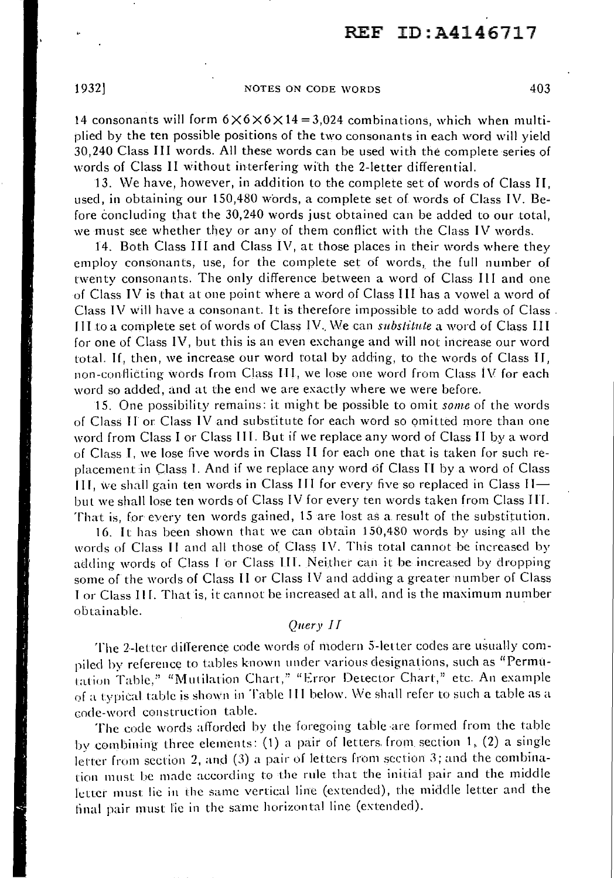14 consonants will form $6 \times 6 \times 6 \times 14 = 3{,}024$ combinations, which when multiplied by the ten possible positions of the two consonants in each word will yield 30,240 Class III words. All these words can be used with the complete series of words of Class II without interfering with the 2-letter differential.

13. We have, however, in addition to the complete set of words of Class II, used, in obtaining our 150,480 words, a complete set of words of Class IV. Before concluding that the 30,240 words just obtained can be added to our total, we must see whether they or any of them conflict with the Class IV words.

14. Both Class III and Class IV, at those places in their words where they employ consonants, use, for the complete set of words, the full number of twenty consonants. The only difference between a word of Class III and one of Class IV is that at one point where a word of Class III has a vowel a word of Class IV will have a consonant. It is therefore impossible to add words of Class III to a complete set of words of Class IV. We can *substitute* a word of Class III for one of Class IV, but this is an even exchange and will not increase our word total. If, then, we increase our word total by adding, to the words of Class II, non-conflicting words from Class III, we lose one word from Class IV for each word so added, and at the end we are exactly where we were before.

15. One possibility remains: it might be possible to omit *some* of the words of Class II or Class IV and substitute for each word so omitted more than one word from Class I or Class III. But if we replace any word of Class II by a word of Class I, we lose five words in Class II for each one that is taken for such replacement in Class I. And if we replace any word of Class II by a word of Class III, we shall gain ten words in Class III for every five so replaced in Class II—but we shall lose ten words of Class IV for every ten words taken from Class III. That is, for every ten words gained, 15 are lost as a result of the substitution.

16. It has been shown that we can obtain 150,480 words by using all the words of Class II and all those of Class IV. This total cannot be increased by adding words of Class I or Class III. Neither can it be increased by dropping some of the words of Class II or Class IV and adding a greater number of Class I or Class III. That is, it cannot be increased at all, and is the maximum number obtainable.

*Query II*

The 2-letter difference code words of modern 5-letter codes are usually compiled by reference to tables known under various designations, such as "Permutation Table," "Mutilation Chart," "Error Detector Chart," etc. An example of a typical table is shown in Table III below. We shall refer to such a table as a code-word construction table.

The code words afforded by the foregoing table are formed from the table by combining three elements: (1) a pair of letters from section 1, (2) a single letter from section 2, and (3) a pair of letters from section 3; and the combination must be made according to the rule that the initial pair and the middle letter must lie in the same vertical line (extended), the middle letter and the final pair must lie in the same horizontal line (extended).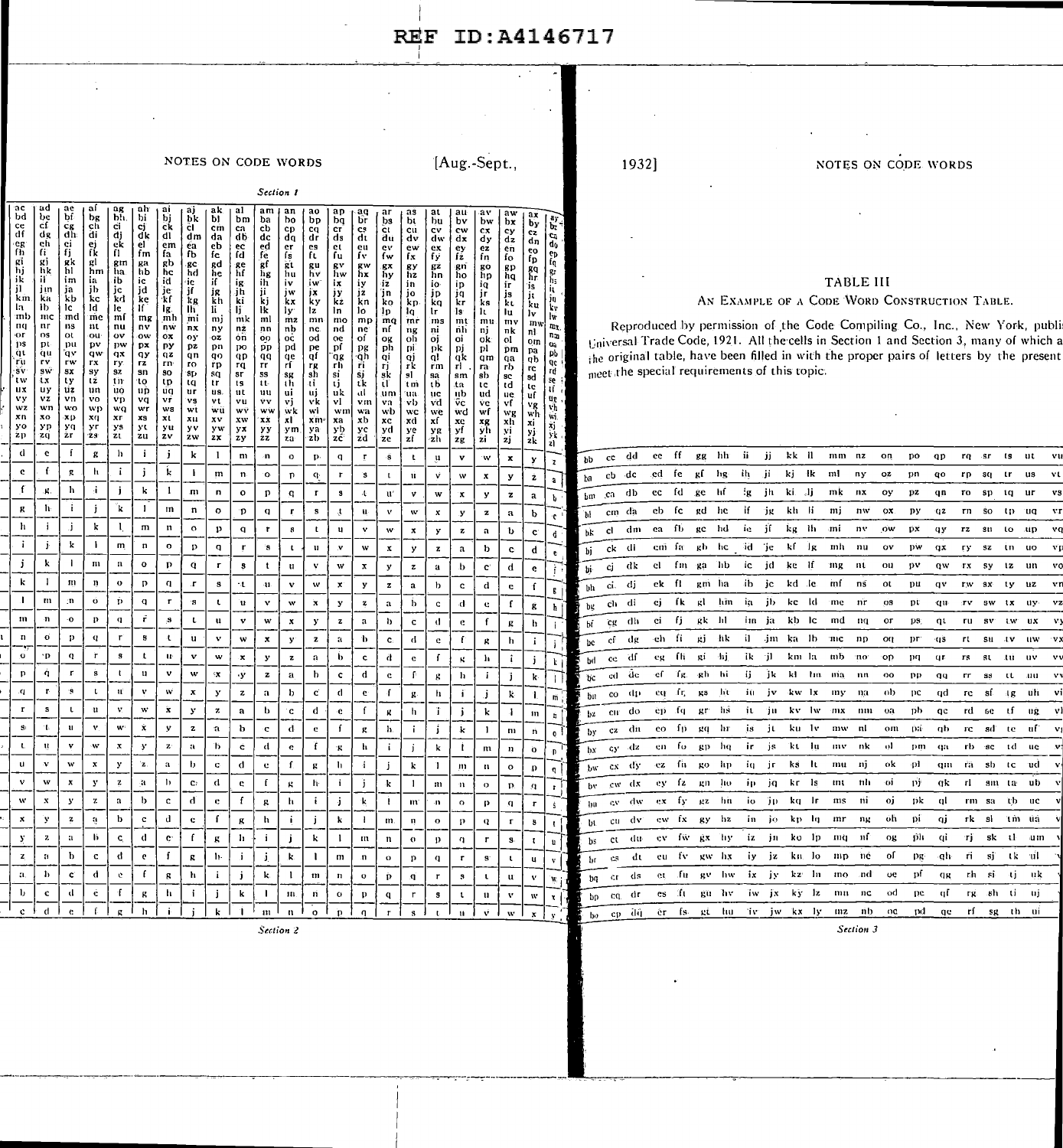## TABLE III

AN EXAMPLE OF A CODE WORD CONSTRUCTION TABLE.

Reproduced by permission of the Code Compiling Co., Inc., New York, publi Universal Trade Code, 1921. All the cells in Section 1 and Section 3, many of which a the original table, have been filled in with the proper pairs of letters by the present meet the special requirements of this topic.

*Section 1*

| ac | ad | ae | af | ag | ah | ai | aj | ak | al | am | an | ao | ap | aq | ar | as | at | au | av | aw | ax | ay |
|---|---|---|---|---|---|---|---|---|---|---|---|---|---|---|---|---|---|---|---|---|---|---|
| bd | be | bf | bg | bh | bi | bj | bk | bl | bm | ba | bo | bp | bq | br | bs | bt | bu | bv | bw | bx | by | bz |
| ce | cf | cg | ch | ci | cj | ck | cl | cm | ca | cb | cp | cq | cr | cs | ct | cu | cv | cw | cx | cy | cz | cn |
| df | dg | dh | di | dj | dk | dl | dm | da | db | dc | dq | dr | ds | dt | du | dv | dw | dx | dy | dz | dn | do |
| eg | eh | ei | ej | ek | el | em | ea | eb | ec | ed | er | es | et | eu | ev | ew | ex | ey | ez | en | eo | ep |
| fh | fi | fj | fk | fl | fm | fa | fb | fc | fd | fe | fs | ft | fu | fv | fw | fx | fy | fz | fn | fo | fp | fq |
| gi | gj | gk | gl | gm | ga | gb | gc | gd | ge | gf | gt | gu | gv | gw | gx | gy | gz | gn | go | gp | gq | gr |
| hj | hk | hl | hm | ha | hb | hc | hd | he | hf | hg | hu | hv | hw | hx | hy | hz | hn | ho | hp | hq | hr | hs |
| ik | il | im | ia | ib | ic | id | ie | if | ig | ih | iv | iw | ix | iy | iz | in | io | ip | iq | ir | is | it |
| jl | jm | ja | jb | jc | jd | je | jf | jg | jh | ji | jw | jx | jy | jz | jn | jo | jp | jq | jr | js | jt | ju |
| km | ka | kb | kc | kd | ke | kf | kg | kh | ki | kj | kx | ky | kz | kn | ko | kp | kq | kr | ks | kt | ku | kv |
| la | lb | lc | ld | le | lf | lg | lh | li | lj | lk | ly | lz | ln | lo | lp | lq | lr | ls | lt | lu | lv | lw |
| mb | mc | md | me | mf | mg | mh | mi | mj | mk | ml | mz | mn | mo | mp | mq | mr | ms | mt | mu | mv | mw | mx |
| nq | nr | ns | nt | nu | nv | nw | nx | ny | nz | nn | nb | nc | nd | ne | nf | ng | nh | ni | nj | nk | nl | nm |
| or | os | ot | ou | ov | ow | ox | oy | oz | on | oo | oc | od | oe | of | og | oh | oi | oj | ok | ol | om | oa |
| ps | pt | pu | pv | pw | px | py | pz | pn | po | pp | pd | pe | pf | pg | ph | pi | pj | pk | pl | pm | pa | pb |
| qt | qu | qv | qw | qx | qy | qz | qn | qo | qp | qq | qe | qf | qg | qh | qi | qj | qk | ql | qm | qa | qb | qc |
| ru | rv | rw | rx | ry | rz | rn | ro | rp | rq | rr | rf | rg | rh | ri | rj | rk | rl | rm | ra | rb | rc | rd |
| sv | sw | sx | sy | sz | sn | so | sp | sq | sr | ss | sg | sh | si | sj | sk | sl | sm | sa | sb | sc | sd | se |
| tw | tx | ty | tz | tn | to | tp | tq | tr | ts | tt | th | ti | tj | tk | tl | tm | ta | tb | tc | td | te | tf |
| ux | uy | uz | un | uo | up | uq | ur | us | ut | uu | ui | uj | uk | ul | um | ua | ub | uc | ud | ue | uf | ug |
| vy | vz | vn | vo | vp | vq | vr | vs | vt | vu | vv | vj | vk | vl | vm | va | vb | vc | vd | ve | vf | vg | vh |
| wz | wn | wo | wp | wq | wr | ws | wt | wu | wv | ww | wk | wl | wm | wa | wb | wc | wd | we | wf | wg | wh | wi |
| xn | xo | xp | xq | xr | xs | xt | xu | xv | xw | xx | xl | xm | xa | xb | xc | xd | xe | xf | xg | xh | xi | xj |
| yo | yp | yq | yr | ys | yt | yu | yv | yw | yx | yy | ym | ya | yb | yc | yd | ye | yf | yg | yh | yi | yj | yk |
| zp | zq | zr | zs | zt | zu | zv | zw | zx | zy | zz | za | zb | zc | zd | ze | zf | zg | zh | zi | zj | zk | zl |

*Section 2*

| d | e | f | g | h | i | j | k | l | m | n | o | p | q | r | s | t | u | v | w | x | y | z |
|---|---|---|---|---|---|---|---|---|---|---|---|---|---|---|---|---|---|---|---|---|---|---|
| e | f | g | h | i | j | k | l | m | n | o | p | q | r | s | t | u | v | w | x | y | z | a |
| f | g | h | i | j | k | l | m | n | o | p | q | r | s | t | u | v | w | x | y | z | a | b |
| g | h | i | j | k | l | m | n | o | p | q | r | s | t | u | v | w | x | y | z | a | b | c |
| h | i | j | k | l | m | n | o | p | q | r | s | t | u | v | w | x | y | z | a | b | c | d |
| i | j | k | l | m | n | o | p | q | r | s | t | u | v | w | x | y | z | a | b | c | d | e |
| j | k | l | m | n | o | p | q | r | s | t | u | v | w | x | y | z | a | b | c | d | e | f |
| k | l | m | n | o | p | q | r | s | t | u | v | w | x | y | z | a | b | c | d | e | f | g |
| l | m | n | o | p | q | r | s | t | u | v | w | x | y | z | a | b | c | d | e | f | g | h |
| m | n | o | p | q | r | s | t | u | v | w | x | y | z | a | b | c | d | e | f | g | h | i |
| n | o | p | q | r | s | t | u | v | w | x | y | z | a | b | c | d | e | f | g | h | i | j |
| o | p | q | r | s | t | u | v | w | x | y | z | a | b | c | d | e | f | g | h | i | j | k |
| p | q | r | s | t | u | v | w | x | y | z | a | b | c | d | e | f | g | h | i | j | k | l |
| q | r | s | t | u | v | w | x | y | z | a | b | c | d | e | f | g | h | i | j | k | l | m |
| r | s | t | u | v | w | x | y | z | a | b | c | d | e | f | g | h | i | j | k | l | m | n |
| s | t | u | v | w | x | y | z | a | b | c | d | e | f | g | h | i | j | k | l | m | n | o |
| t | u | v | w | x | y | z | a | b | c | d | e | f | g | h | i | j | k | l | m | n | o | p |
| u | v | w | x | y | z | a | b | c | d | e | f | g | h | i | j | k | l | m | n | o | p | q |
| v | w | x | y | z | a | b | c | d | e | f | g | h | i | j | k | l | m | n | o | p | q | r |
| w | x | y | z | a | b | c | d | e | f | g | h | i | j | k | l | m | n | o | p | q | r | s |
| x | y | z | a | b | c | d | e | f | g | h | i | j | k | l | m | n | o | p | q | r | s | t |
| y | z | a | b | c | d | e | f | g | h | i | j | k | l | m | n | o | p | q | r | s | t | u |
| z | a | b | c | d | e | f | g | h | i | j | k | l | m | n | o | p | q | r | s | t | u | v |
| a | b | c | d | e | f | g | h | i | j | k | l | m | n | o | p | q | r | s | t | u | v | w |
| b | c | d | e | f | g | h | i | j | k | l | m | n | o | p | q | r | s | t | u | v | w | x |
| c | d | e | f | g | h | i | j | k | l | m | n | o | p | q | r | s | t | u | v | w | x | y |

*Section 3*

| bb | cc | dd | ee | ff | gg | hh | ii | jj | kk | ll | mm | nz | on | po | qp | rq | sr | ts | ut | vu |
|---|---|---|---|---|---|---|---|---|---|---|---|---|---|---|---|---|---|---|---|---|
| ba | cb | dc | ed | fe | gf | hg | ih | ji | kj | lk | ml | ny | oz | pn | qo | rp | sq | tr | us | vt |
| bm | ca | db | ec | fd | ge | hf | ig | jh | ki | lj | mk | nx | oy | pz | qn | ro | sp | tq | ur | vs |
| bl | cm | da | eb | fc | gd | he | if | jg | kh | li | mj | nw | ox | py | qz | rn | so | tp | uq | vr |
| bk | cl | dm | ea | fb | gc | hd | ie | jf | kg | lh | mi | nv | ow | px | qy | rz | sn | to | up | vq |
| bj | ck | dl | em | fa | gb | hc | id | je | kf | lg | mh | nu | ov | pw | qx | ry | sz | tn | uo | vp |
| bi | cj | dk | el | fm | ga | hb | ic | jd | ke | lf | mg | nt | ou | pv | qw | rx | sy | tz | un | vo |
| bh | ci | dj | ek | fl | gm | ha | ib | jc | kd | le | mf | ns | ot | pu | qv | rw | sx | ty | uz | vn |
| bg | ch | di | ej | fk | gl | hm | ia | jb | kc | ld | me | nr | os | pt | qu | rv | sw | tx | uy | vz |
| bf | cg | dh | ei | fj | gk | hl | im | ja | kb | lc | md | nq | or | ps | qt | ru | sv | tw | ux | vy |
| be | cf | dg | eh | fi | gj | hk | il | jm | ka | lb | mc | np | oq | pr | qs | rt | su | tv | uw | vx |
| bd | ce | df | eg | fh | gi | hj | ik | jl | km | la | mb | no | op | pq | qr | rs | st | tu | uv | vw |
| bc | cd | de | ef | fg | gh | hi | ij | jk | kl | lm | ma | nn | oo | pp | qq | rr | ss | tt | uu | vv |
| bn | co | dp | eq | fr | gs | ht | iu | jv | kw | lx | my | na | ob | pc | qd | re | sf | tg | uh | vi |
| bz | cn | do | ep | fq | gr | hs | it | ju | kv | lw | mx | nm | oa | pb | qc | rd | se | tf | ug | vh |
| by | cz | dn | eo | fp | gq | hr | is | jt | ku | lv | mw | nl | om | pa | qb | rc | sd | te | uf | vg |
| bx | cy | dz | en | fo | gp | hq | ir | js | kt | lu | mv | nk | ol | pm | qa | rb | sc | td | ue | vf |
| bw | cx | dy | ez | fn | go | hp | iq | jr | ks | lt | mu | nj | ok | pl | qm | ra | sb | tc | ud | ve |
| bv | cw | dx | ey | fz | gn | ho | ip | jq | kr | ls | mt | ni | oj | pk | ql | rm | sa | tb | uc | vd |
| bu | cv | dw | ex | fy | gz | hn | io | jp | kq | lr | ms | nh | oi | pj | qk | rl | sm | ta | ub | vc |
| bt | cu | dv | ew | fx | gy | hz | in | jo | kp | lq | mr | ng | oh | pi | qj | rk | sl | tm | ua | vb |
| bs | ct | du | ev | fw | gx | hy | iz | jn | ko | lp | mq | nf | og | ph | qi | rj | sk | tl | um | va |
| br | cs | dt | eu | fv | gw | hx | iy | jz | kn | lo | mp | ne | of | pg | qh | ri | sj | tk | ul | vm |
| bq | cr | ds | et | fu | gv | hw | ix | jy | kz | ln | mo | nd | oe | pf | qg | rh | si | tj | uk | vl |
| bp | cq | dr | es | ft | gu | hv | iw | jx | ky | lz | mn | nc | od | pe | qf | rg | sh | ti | uj | vk |
| bo | cp | dq | er | fs | gt | hu | iv | jw | kx | ly | mz | nb | oc | pd | qe | rf | sg | th | ui | vj |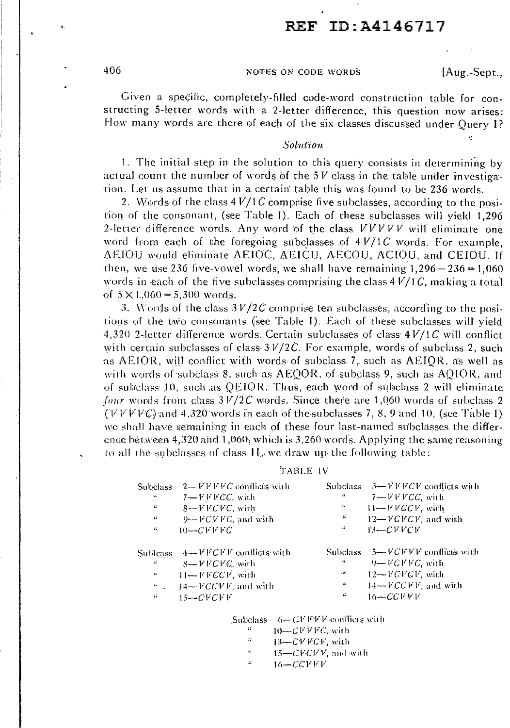Given a specific, completely-filled code-word construction table for constructing 5-letter words with a 2-letter difference, this question now arises: How many words are there of each of the six classes discussed under Query I?

*Solution*

1. The initial step in the solution to this query consists in determining by actual count the number of words of the $5V$ class in the table under investigation. Let us assume that in a certain table this was found to be 236 words.

2. Words of the class $4V/1C$ comprise five subclasses, according to the position of the consonant, (see Table I). Each of these subclasses will yield 1,296 2-letter difference words. Any word of the class $VVVVV$ will eliminate one word from each of the foregoing subclasses of $4V/1C$ words. For example, AEIOU would eliminate AEIOC, AEICU, AECOU, ACIOU, and CEIOU. If then, we use 236 five-vowel words, we shall have remaining $1,296-236=1,060$ words in each of the five subclasses comprising the class $4V/1C$, making a total of $5\times 1,060=5,300$ words.

3. Words of the class $3V/2C$ comprise ten subclasses, according to the positions of the two consonants (see Table I). Each of these subclasses will yield 4,320 2-letter difference words. Certain subclasses of class $4V/1C$ will conflict with certain subclasses of class $3V/2C$. For example, words of subclass 2, such as AEIOR, will conflict with words of subclass 7, such as AEIQR, as well as with words of subclass 8, such as AEQOR, of subclass 9, such as AQIOR, and of subclass 10, such as QEIOR. Thus, each word of subclass 2 will eliminate *four* words from class $3V/2C$ words. Since there are 1,060 words of subclass 2 ($VVVVC$) and 4,320 words in each of the subclasses 7, 8, 9 and 10, (see Table I) we shall have remaining in each of these four last-named subclasses the difference between 4,320 and 1,060, which is 3,260 words. Applying the same reasoning to all the subclasses of class II, we draw up the following table:

TABLE IV

Subclass 2—$VVVVC$ conflicts with
" 7—$VVVCC$, with
" 8—$VVCVC$, with
" 9—$VCVVC$, and with
" 10—$CVVVC$

Subclass 3—$VVVCV$ conflicts with
" 7—$VVVCC$, with
" 11—$VVCCV$, with
" 12—$VCVCV$, and with
" 13—$CVVCV$

Sublcass 4—$VVCVV$ conflicts with
" 8—$VVCVC$, with
" 11—$VVCCV$, with
" 14—$VCCVV$, and with
" 15—$CVCVV$

Subclass 5—$VCVVV$ conflicts with
" 9—$VCVVC$, with
" 12—$VCVCV$, with
" 14—$VCCVV$, and with
" 16—$CCVVV$

Subclass 6—$CVVVV$ conflicts with
" 10—$CVVVC$, with
" 13—$CVVCV$, with
" 15—$CVCVV$, and with
" 16—$CCVVV$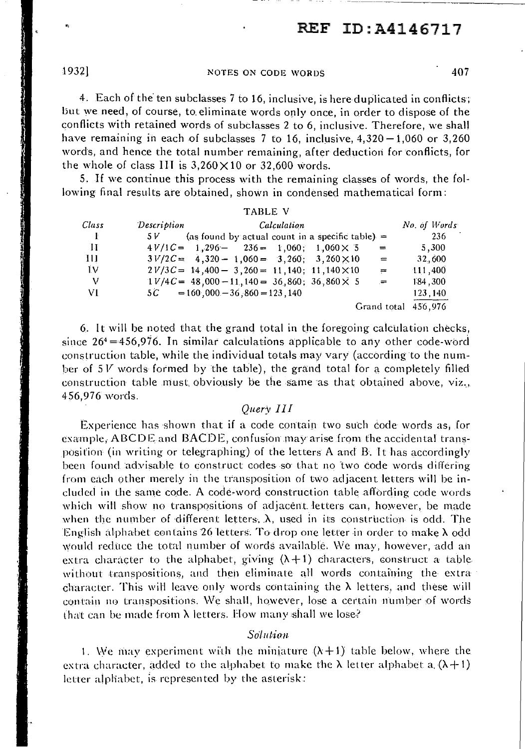4. Each of the ten subclasses 7 to 16, inclusive, is here duplicated in conflicts; but we need, of course, to eliminate words only once, in order to dispose of the conflicts with retained words of subclasses 2 to 6, inclusive. Therefore, we shall have remaining in each of subclasses 7 to 16, inclusive, $4{,}320 - 1{,}060$ or 3,260 words, and hence the total number remaining, after deduction for conflicts, for the whole of class III is $3{,}260 \times 10$ or 32,600 words.

5. If we continue this process with the remaining classes of words, the following final results are obtained, shown in condensed mathematical form:

TABLE V

| *Class* | *Description* | *Calculation* | *No. of Words* |
|---|---|---|---|
| I | $5V$ | (as found by actual count in a specific table) = | 236 |
| II | $4V/1C$ = | $1{,}296 - 236 = 1{,}060$; $1{,}060 \times 5$ = | 5,300 |
| III | $3V/2C$ = | $4{,}320 - 1{,}060 = 3{,}260$; $3{,}260 \times 10$ = | 32,600 |
| IV | $2V/3C$ = | $14{,}400 - 3{,}260 = 11{,}140$; $11{,}140 \times 10$ = | 111,400 |
| V | $1V/4C$ = | $48{,}000 - 11{,}140 = 36{,}860$; $36{,}860 \times 5$ = | 184,300 |
| VI | $5C$ | $= 160{,}000 - 36{,}860 = 123{,}140$ | 123,140 |
| | | Grand total | 456,976 |

6. It will be noted that the grand total in the foregoing calculation checks, since $26^4 = 456{,}976$. In similar calculations applicable to any other code-word construction table, while the individual totals may vary (according to the number of $5V$ words formed by the table), the grand total for a completely filled construction table must, obviously be the same as that obtained above, viz., 456,976 words.

### *Query III*

Experience has shown that if a code contain two such code words as, for example, ABCDE and BACDE, confusion may arise from the accidental transposition (in writing or telegraphing) of the letters A and B. It has accordingly been found advisable to construct codes so that no two code words differing from each other merely in the transposition of two adjacent letters will be included in the same code. A code-word construction table affording code words which will show no transpositions of adjacent letters can, however, be made when the number of different letters, $\lambda$, used in its construction is odd. The English alphabet contains 26 letters. To drop one letter in order to make $\lambda$ odd would reduce the total number of words available. We may, however, add an extra character to the alphabet, giving $(\lambda+1)$ characters, construct a table without transpositions, and then eliminate all words containing the extra character. This will leave only words containing the $\lambda$ letters, and these will contain no transpositions. We shall, however, lose a certain number of words that can be made from $\lambda$ letters. How many shall we lose?

### *Solution*

1. We may experiment with the miniature $(\lambda+1)$ table below, where the extra character, added to the alphabet to make the $\lambda$ letter alphabet a $(\lambda+1)$ letter alphabet, is represented by the asterisk: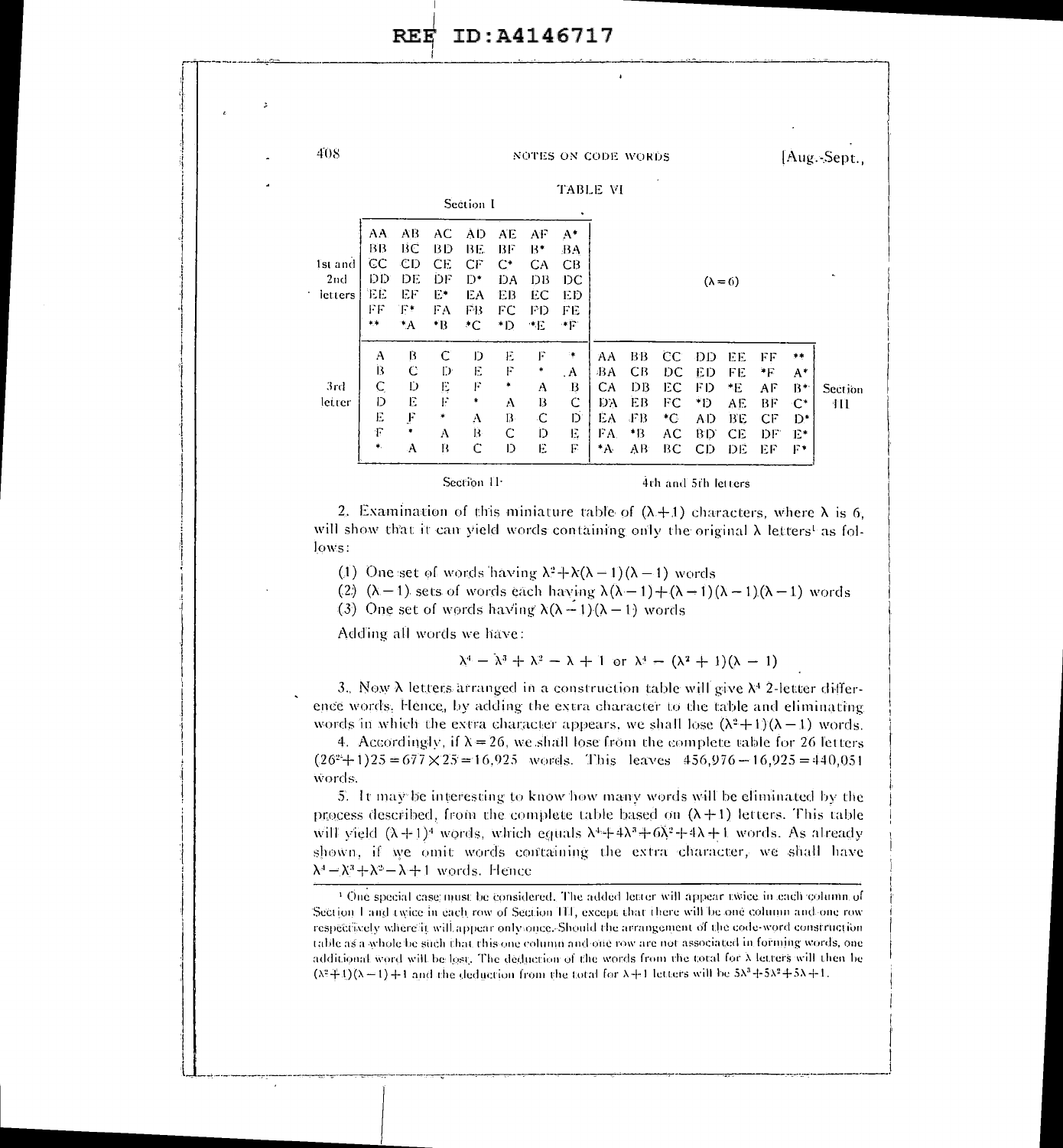TABLE VI

Section I

| | | | | | | | | | | | | | | | |
|---|---|---|---|---|---|---|---|---|---|---|---|---|---|---|---|
| 1st and 2nd letters | AA | AB | AC | AD | AE | AF | A* | ($\lambda = 6$) | | | | | | | |
| | BB | BC | BD | BE | BF | B* | BA | | | | | | | | |
| | CC | CD | CE | CF | C* | CA | CB | | | | | | | | |
| | DD | DE | DF | D* | DA | DB | DC | | | | | | | | |
| | EE | EF | E* | EA | EB | EC | ED | | | | | | | | |
| | FF | F* | FA | FB | FC | FD | FE | | | | | | | | |
| | ** | *A | *B | *C | *D | *E | *F | | | | | | | | |
| 3rd letter | A | B | C | D | E | F | * | AA | BB | CC | DD | EE | FF | ** | Section III |
| | B | C | D | E | F | * | A | BA | CB | DC | ED | FE | *F | A* | |
| | C | D | E | F | * | A | B | CA | DB | EC | FD | *E | AF | B* | |
| | D | E | F | * | A | B | C | DA | EB | FC | *D | AE | BF | C* | |
| | E | F | * | A | B | C | D | EA | FB | *C | AD | BE | CF | D* | |
| | F | * | A | B | C | D | E | FA | *B | AC | BD | CE | DF | E* | |
| | * | A | B | C | D | E | F | *A | AB | BC | CD | DE | EF | F* | |

Section II &emsp;&emsp;&emsp;&emsp; 4th and 5th letters

2. Examination of this miniature table of $(\lambda+1)$ characters, where $\lambda$ is 6, will show that it can yield words containing only the original $\lambda$ letters[1] as follows:

(1) One set of words having $\lambda^2+\lambda(\lambda-1)(\lambda-1)$ words
(2) $(\lambda-1)$ sets of words each having $\lambda(\lambda-1)+(\lambda-1)(\lambda-1)(\lambda-1)$ words
(3) One set of words having $\lambda(\lambda-1)(\lambda-1)$ words

Adding all words we have:

$$\lambda^4 - \lambda^3 + \lambda^2 - \lambda + 1 \text{ or } \lambda^4 - (\lambda^2+1)(\lambda-1)$$

3. Now $\lambda$ letters arranged in a construction table will give $\lambda^4$ 2-letter difference words. Hence, by adding the extra character to the table and eliminating words in which the extra character appears, we shall lose $(\lambda^2+1)(\lambda-1)$ words.

4. Accordingly, if $\lambda = 26$, we shall lose from the complete table for 26 letters $(26^2+1)25 = 677\times 25 = 16{,}925$ words. This leaves $456{,}976 - 16{,}925 = 440{,}051$ words.

5. It may be interesting to know how many words will be eliminated by the process described, from the complete table based on $(\lambda+1)$ letters. This table will yield $(\lambda+1)^4$ words, which equals $\lambda^4+4\lambda^3+6\lambda^2+4\lambda+1$ words. As already shown, if we omit words containing the extra character, we shall have $\lambda^4-\lambda^3+\lambda^2-\lambda+1$ words. Hence

[1] One special case must be considered. The added letter will appear twice in each column of Section I and twice in each row of Section III, except that there will be one column and one row respectively where it will appear only once. Should the arrangement of the code-word construction table as a whole be such that this one column and one row are not associated in forming words, one additional word will be lost. The deduction of the words from the total for $\lambda$ letters will then be $(\lambda^2+1)(\lambda-1)+1$ and the deduction from the total for $\lambda+1$ letters will be $5\lambda^3+5\lambda^2+5\lambda+1$.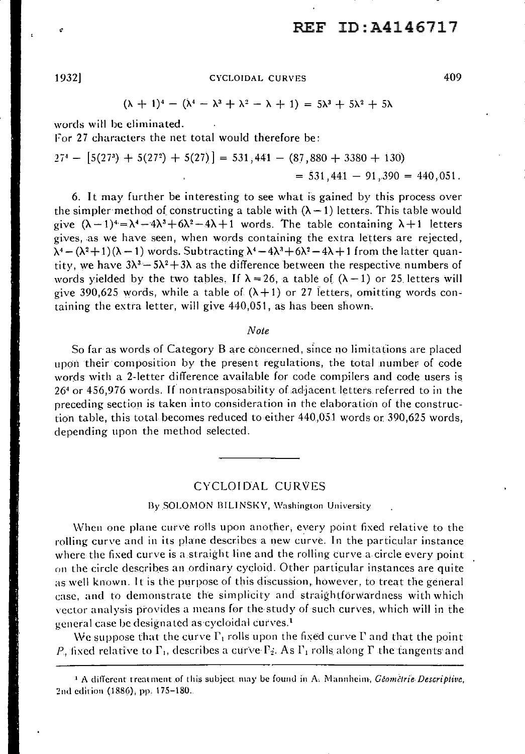$$(\lambda + 1)^4 - (\lambda^4 - \lambda^3 + \lambda^2 - \lambda + 1) = 5\lambda^3 + 5\lambda^2 + 5\lambda$$

words will be eliminated.

For 27 characters the net total would therefore be:

$$27^4 - [5(27^3) + 5(27^2) + 5(27)] = 531{,}441 - (87{,}880 + 3380 + 130)$$
$$= 531{,}441 - 91{,}390 = 440{,}051.$$

6. It may further be interesting to see what is gained by this process over the simpler method of constructing a table with $(\lambda - 1)$ letters. This table would give $(\lambda - 1)^4 = \lambda^4 - 4\lambda^3 + 6\lambda^2 - 4\lambda + 1$ words. The table containing $\lambda + 1$ letters gives, as we have seen, when words containing the extra letters are rejected, $\lambda^4 - (\lambda^2 + 1)(\lambda - 1)$ words. Subtracting $\lambda^4 - 4\lambda^3 + 6\lambda^2 - 4\lambda + 1$ from the latter quantity, we have $3\lambda^3 - 5\lambda^2 + 3\lambda$ as the difference between the respective numbers of words yielded by the two tables. If $\lambda = 26$, a table of $(\lambda - 1)$ or 25 letters will give 390,625 words, while a table of $(\lambda + 1)$ or 27 letters, omitting words containing the extra letter, will give 440,051, as has been shown.

*Note*

So far as words of Category B are concerned, since no limitations are placed upon their composition by the present regulations, the total number of code words with a 2-letter difference available for code compilers and code users is $26^4$ or 456,976 words. If nontransposability of adjacent letters referred to in the preceding section is taken into consideration in the elaboration of the construction table, this total becomes reduced to either 440,051 words or 390,625 words, depending upon the method selected.

---

## CYCLOIDAL CURVES

By SOLOMON BILINSKY, Washington University

When one plane curve rolls upon another, every point fixed relative to the rolling curve and in its plane describes a new curve. In the particular instance where the fixed curve is a straight line and the rolling curve a circle every point on the circle describes an ordinary cycloid. Other particular instances are quite as well known. It is the purpose of this discussion, however, to treat the general case, and to demonstrate the simplicity and straightforwardness with which vector analysis provides a means for the study of such curves, which will in the general case be designated as cycloidal curves.[1]

We suppose that the curve $\Gamma_1$ rolls upon the fixed curve $\Gamma$ and that the point $P$, fixed relative to $\Gamma_1$, describes a curve $\Gamma_2$. As $\Gamma_1$ rolls along $\Gamma$ the tangents and

[1] A different treatment of this subject may be found in A. Mannheim, *Géométrie Descriptive*, 2nd edition (1886), pp. 175–180.